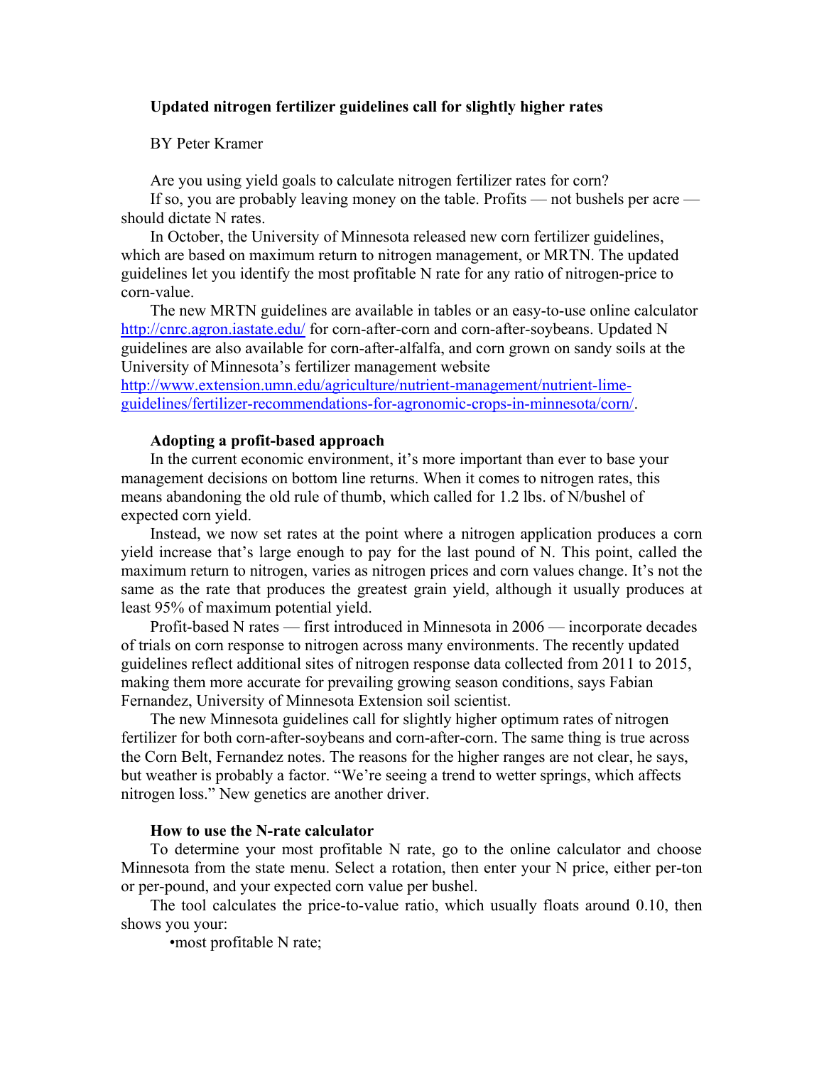**Updated nitrogen fertilizer guidelines call for slightly higher rates**

BY Peter Kramer

Are you using yield goals to calculate nitrogen fertilizer rates for corn?

If so, you are probably leaving money on the table. Profits — not bushels per acre — should dictate N rates.

In October, the University of Minnesota released new corn fertilizer guidelines, which are based on maximum return to nitrogen management, or MRTN. The updated guidelines let you identify the most profitable N rate for any ratio of nitrogen-price to corn-value.

The new MRTN guidelines are available in tables or an easy-to-use online calculator http://cnrc.agron.iastate.edu/ for corn-after-corn and corn-after-soybeans. Updated N guidelines are also available for corn-after-alfalfa, and corn grown on sandy soils at the University of Minnesota's fertilizer management website http://www.extension.umn.edu/agriculture/nutrient-management/nutrient-lime-guidelines/fertilizer-recommendations-for-agronomic-crops-in-minnesota/corn/.

**Adopting a profit-based approach**

In the current economic environment, it's more important than ever to base your management decisions on bottom line returns. When it comes to nitrogen rates, this means abandoning the old rule of thumb, which called for 1.2 lbs. of N/bushel of expected corn yield.

Instead, we now set rates at the point where a nitrogen application produces a corn yield increase that's large enough to pay for the last pound of N. This point, called the maximum return to nitrogen, varies as nitrogen prices and corn values change. It's not the same as the rate that produces the greatest grain yield, although it usually produces at least 95% of maximum potential yield.

Profit-based N rates — first introduced in Minnesota in 2006 — incorporate decades of trials on corn response to nitrogen across many environments. The recently updated guidelines reflect additional sites of nitrogen response data collected from 2011 to 2015, making them more accurate for prevailing growing season conditions, says Fabian Fernandez, University of Minnesota Extension soil scientist.

The new Minnesota guidelines call for slightly higher optimum rates of nitrogen fertilizer for both corn-after-soybeans and corn-after-corn. The same thing is true across the Corn Belt, Fernandez notes. The reasons for the higher ranges are not clear, he says, but weather is probably a factor. "We're seeing a trend to wetter springs, which affects nitrogen loss." New genetics are another driver.

**How to use the N-rate calculator**

To determine your most profitable N rate, go to the online calculator and choose Minnesota from the state menu. Select a rotation, then enter your N price, either per-ton or per-pound, and your expected corn value per bushel.

The tool calculates the price-to-value ratio, which usually floats around 0.10, then shows you your:

- most profitable N rate;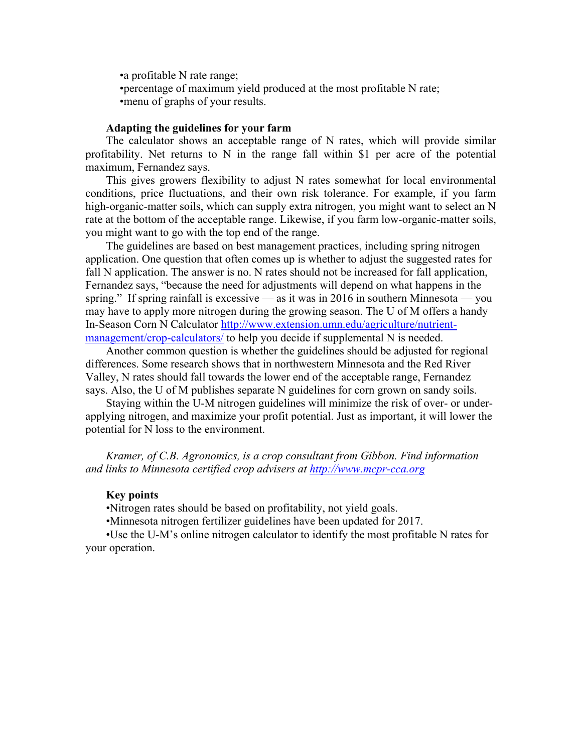•a profitable N rate range;
•percentage of maximum yield produced at the most profitable N rate;
•menu of graphs of your results.

**Adapting the guidelines for your farm**

The calculator shows an acceptable range of N rates, which will provide similar profitability. Net returns to N in the range fall within $1 per acre of the potential maximum, Fernandez says.

This gives growers flexibility to adjust N rates somewhat for local environmental conditions, price fluctuations, and their own risk tolerance. For example, if you farm high-organic-matter soils, which can supply extra nitrogen, you might want to select an N rate at the bottom of the acceptable range. Likewise, if you farm low-organic-matter soils, you might want to go with the top end of the range.

The guidelines are based on best management practices, including spring nitrogen application. One question that often comes up is whether to adjust the suggested rates for fall N application. The answer is no. N rates should not be increased for fall application, Fernandez says, "because the need for adjustments will depend on what happens in the spring." If spring rainfall is excessive — as it was in 2016 in southern Minnesota — you may have to apply more nitrogen during the growing season. The U of M offers a handy In-Season Corn N Calculator [http://www.extension.umn.edu/agriculture/nutrient-management/crop-calculators/](http://www.extension.umn.edu/agriculture/nutrient-management/crop-calculators/) to help you decide if supplemental N is needed.

Another common question is whether the guidelines should be adjusted for regional differences. Some research shows that in northwestern Minnesota and the Red River Valley, N rates should fall towards the lower end of the acceptable range, Fernandez says. Also, the U of M publishes separate N guidelines for corn grown on sandy soils.

Staying within the U-M nitrogen guidelines will minimize the risk of over- or under-applying nitrogen, and maximize your profit potential. Just as important, it will lower the potential for N loss to the environment.

*Kramer, of C.B. Agronomics, is a crop consultant from Gibbon. Find information and links to Minnesota certified crop advisers at [http://www.mcpr-cca.org](http://www.mcpr-cca.org)*

**Key points**

•Nitrogen rates should be based on profitability, not yield goals.
•Minnesota nitrogen fertilizer guidelines have been updated for 2017.
•Use the U-M's online nitrogen calculator to identify the most profitable N rates for your operation.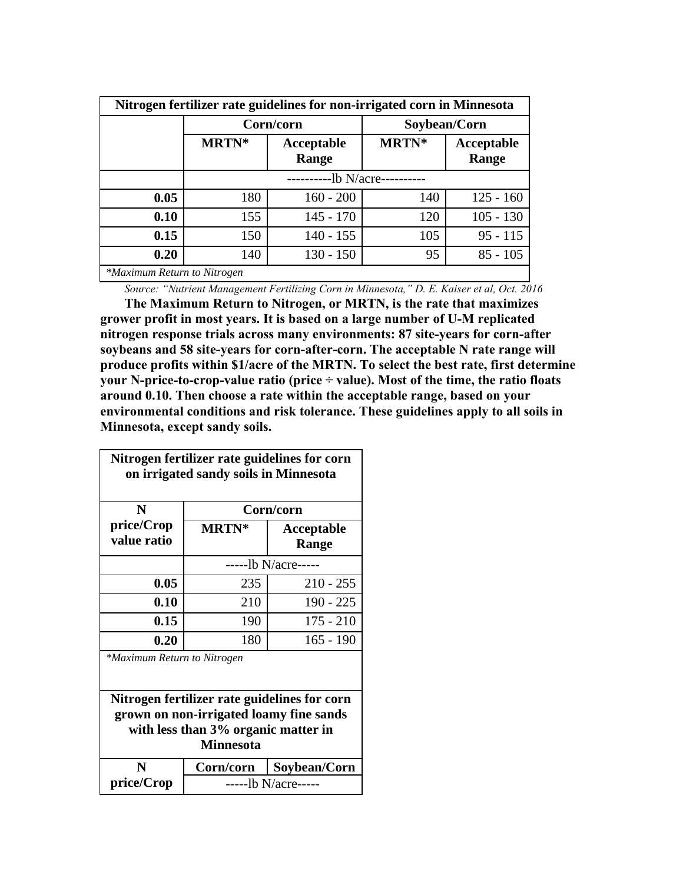| Nitrogen fertilizer rate guidelines for non-irrigated corn in Minnesota | | | | |
|---|---|---|---|---|
| | Corn/corn | | Soybean/Corn | |
| | MRTN* | Acceptable Range | MRTN* | Acceptable Range |
| | ----------lb N/acre---------- | | | |
| **0.05** | 180 | 160 - 200 | 140 | 125 - 160 |
| **0.10** | 155 | 145 - 170 | 120 | 105 - 130 |
| **0.15** | 150 | 140 - 155 | 105 | 95 - 115 |
| **0.20** | 140 | 130 - 150 | 95 | 85 - 105 |

*\*Maximum Return to Nitrogen*

*Source: "Nutrient Management Fertilizing Corn in Minnesota," D. E. Kaiser et al, Oct. 2016*

**The Maximum Return to Nitrogen, or MRTN, is the rate that maximizes grower profit in most years. It is based on a large number of U-M replicated nitrogen response trials across many environments: 87 site-years for corn-after soybeans and 58 site-years for corn-after-corn. The acceptable N rate range will produce profits within $1/acre of the MRTN. To select the best rate, first determine your N-price-to-crop-value ratio (price ÷ value). Most of the time, the ratio floats around 0.10. Then choose a rate within the acceptable range, based on your environmental conditions and risk tolerance. These guidelines apply to all soils in Minnesota, except sandy soils.**

| Nitrogen fertilizer rate guidelines for corn on irrigated sandy soils in Minnesota | | |
|---|---|---|
| N price/Crop value ratio | Corn/corn | |
| | MRTN* | Acceptable Range |
| | -----lb N/acre----- | |
| **0.05** | 235 | 210 - 255 |
| **0.10** | 210 | 190 - 225 |
| **0.15** | 190 | 175 - 210 |
| **0.20** | 180 | 165 - 190 |

*\*Maximum Return to Nitrogen*

| Nitrogen fertilizer rate guidelines for corn grown on non-irrigated loamy fine sands with less than 3% organic matter in Minnesota | | |
|---|---|---|
| N price/Crop | Corn/corn | Soybean/Corn |
| | -----lb N/acre----- | |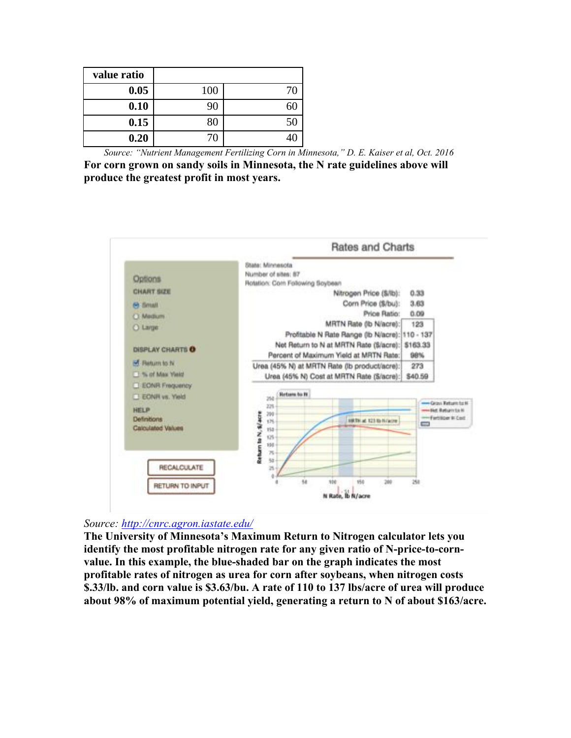| value ratio | | |
|---|---|---|
| **0.05** | 100 | 70 |
| **0.10** | 90 | 60 |
| **0.15** | 80 | 50 |
| **0.20** | 70 | 40 |

*Source: "Nutrient Management Fertilizing Corn in Minnesota," D. E. Kaiser et al, Oct. 2016*

**For corn grown on sandy soils in Minnesota, the N rate guidelines above will produce the greatest profit in most years.**

Rates and Charts

Options
CHART SIZE
Small
Medium
Large
DISPLAY CHARTS
Return to N
% of Max Yield
EONR Frequency
EONR vs. Yield
HELP
Definitions
Calculated Values
RECALCULATE
RETURN TO INPUT

State: Minnesota
Number of sites: 87
Rotation: Corn Following Soybean
Nitrogen Price ($/lb): 0.33
Corn Price ($/bu): 3.63
Price Ratio: 0.09
MRTN Rate (lb N/acre): 123
Profitable N Rate Range (lb N/acre): 110 - 137
Net Return to N at MRTN Rate ($/acre): $163.33
Percent of Maximum Yield at MRTN Rate: 98%
Urea (45% N) at MRTN Rate (lb product/acre): 273
Urea (45% N) Cost at MRTN Rate ($/acre): $40.59

Return to N
MRTN at 123 lb N/acre
Gross Return to N
Net Return to N
Fertilizer N Cost
Return to N, $/acre
N Rate, lb N/acre

Source: [http://cnrc.agron.iastate.edu/](http://cnrc.agron.iastate.edu/)

**The University of Minnesota's Maximum Return to Nitrogen calculator lets you identify the most profitable nitrogen rate for any given ratio of N-price-to-corn-value. In this example, the blue-shaded bar on the graph indicates the most profitable rates of nitrogen as urea for corn after soybeans, when nitrogen costs $.33/lb. and corn value is $3.63/bu. A rate of 110 to 137 lbs/acre of urea will produce about 98% of maximum potential yield, generating a return to N of about $163/acre.**